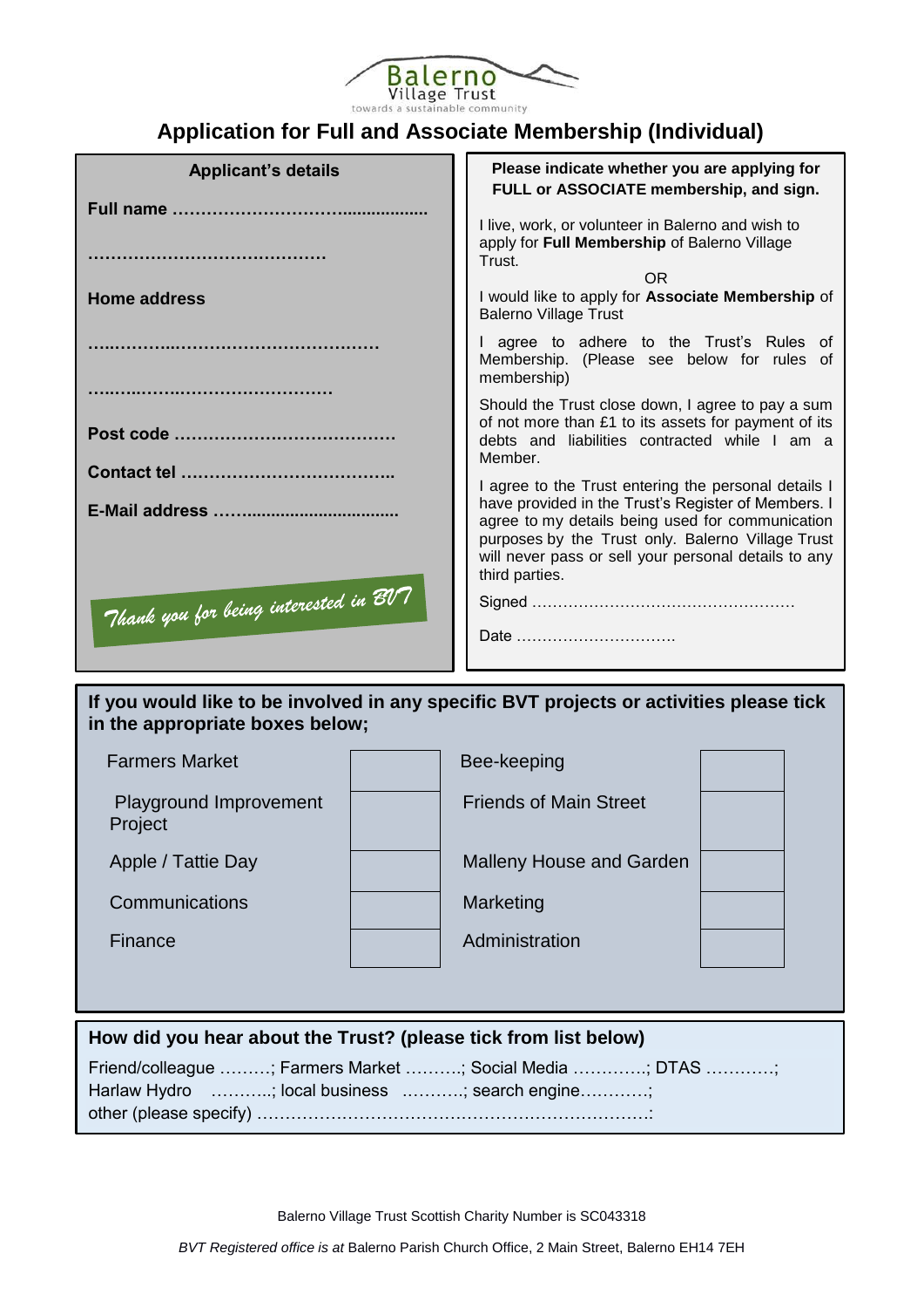Balerno Village Trust
towards a sustainable community

# Application for Full and Associate Membership (Individual)

## Applicant's details

**Full name ………………………….................**

**……………………………………**

**Home address**

**….……….….………………………………**

**…..…..….….…………………………**

**Post code …………………………………**

**Contact tel ………………………………..**

**E-Mail address ……................................**

*Thank you for being interested in BVT*

## Please indicate whether you are applying for FULL or ASSOCIATE membership, and sign.

I live, work, or volunteer in Balerno and wish to apply for **Full Membership** of Balerno Village Trust.

OR

I would like to apply for **Associate Membership** of Balerno Village Trust

I agree to adhere to the Trust's Rules of Membership. (Please see below for rules of membership)

Should the Trust close down, I agree to pay a sum of not more than £1 to its assets for payment of its debts and liabilities contracted while I am a Member.

I agree to the Trust entering the personal details I have provided in the Trust's Register of Members. I agree to my details being used for communication purposes by the Trust only. Balerno Village Trust will never pass or sell your personal details to any third parties.

Signed ……………………………………………

Date ………………………….

## If you would like to be involved in any specific BVT projects or activities please tick in the appropriate boxes below;

| Activity | Tick | Activity | Tick |
|---|---|---|---|
| Farmers Market | | Bee-keeping | |
| Playground Improvement Project | | Friends of Main Street | |
| Apple / Tattie Day | | Malleny House and Garden | |
| Communications | | Marketing | |
| Finance | | Administration | |

## How did you hear about the Trust? (please tick from list below)

Friend/colleague ………; Farmers Market ……….; Social Media ………….; DTAS …………; Harlaw Hydro ………..; local business ………..; search engine…………; other (please specify) ……………………………………………………………:

Balerno Village Trust Scottish Charity Number is SC043318

*BVT Registered office is at* Balerno Parish Church Office, 2 Main Street, Balerno EH14 7EH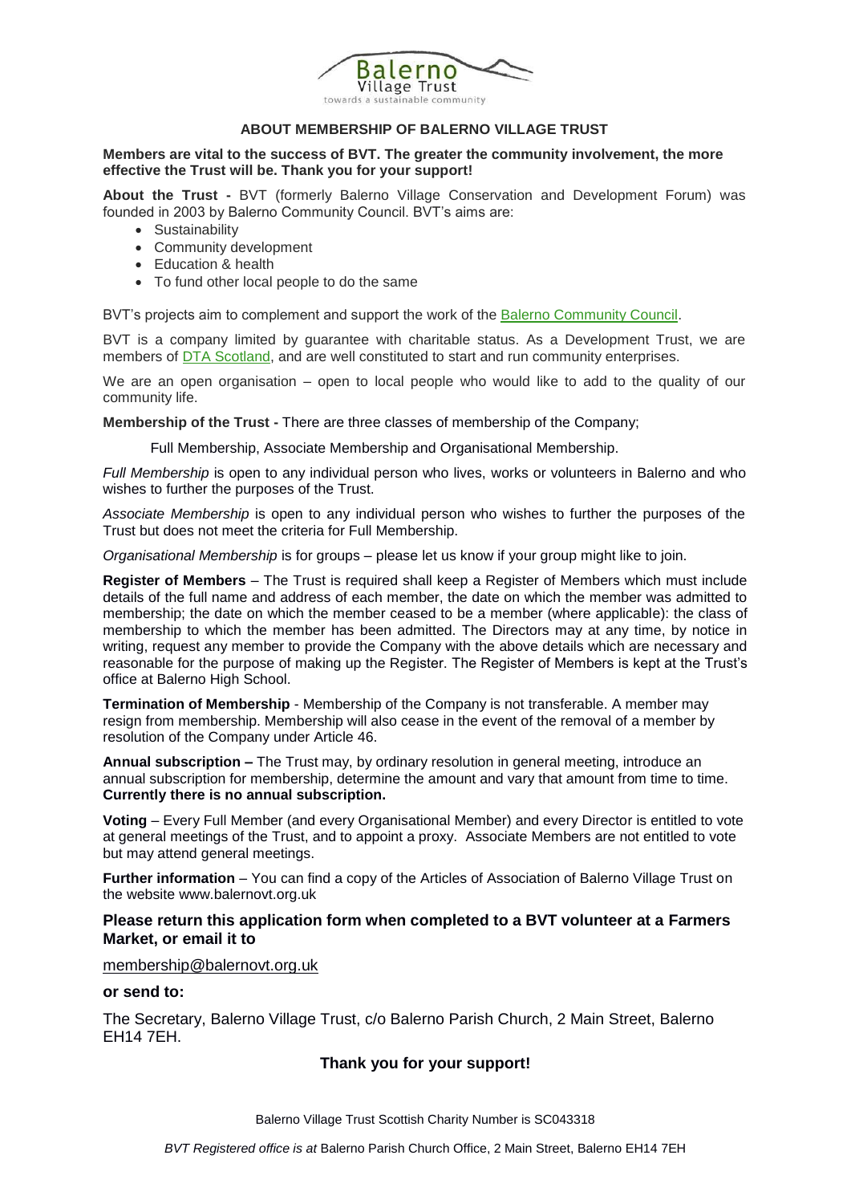Balerno
Village Trust
towards a sustainable community

## ABOUT MEMBERSHIP OF BALERNO VILLAGE TRUST

**Members are vital to the success of BVT. The greater the community involvement, the more effective the Trust will be. Thank you for your support!**

**About the Trust -** BVT (formerly Balerno Village Conservation and Development Forum) was founded in 2003 by Balerno Community Council. BVT's aims are:

- Sustainability
- Community development
- Education & health
- To fund other local people to do the same

BVT's projects aim to complement and support the work of the Balerno Community Council.

BVT is a company limited by guarantee with charitable status. As a Development Trust, we are members of DTA Scotland, and are well constituted to start and run community enterprises.

We are an open organisation – open to local people who would like to add to the quality of our community life.

**Membership of the Trust -** There are three classes of membership of the Company;

Full Membership, Associate Membership and Organisational Membership.

*Full Membership* is open to any individual person who lives, works or volunteers in Balerno and who wishes to further the purposes of the Trust.

*Associate Membership* is open to any individual person who wishes to further the purposes of the Trust but does not meet the criteria for Full Membership.

*Organisational Membership* is for groups – please let us know if your group might like to join.

**Register of Members** – The Trust is required shall keep a Register of Members which must include details of the full name and address of each member, the date on which the member was admitted to membership; the date on which the member ceased to be a member (where applicable): the class of membership to which the member has been admitted. The Directors may at any time, by notice in writing, request any member to provide the Company with the above details which are necessary and reasonable for the purpose of making up the Register. The Register of Members is kept at the Trust's office at Balerno High School.

**Termination of Membership** - Membership of the Company is not transferable. A member may resign from membership. Membership will also cease in the event of the removal of a member by resolution of the Company under Article 46.

**Annual subscription –** The Trust may, by ordinary resolution in general meeting, introduce an annual subscription for membership, determine the amount and vary that amount from time to time. **Currently there is no annual subscription.**

**Voting** – Every Full Member (and every Organisational Member) and every Director is entitled to vote at general meetings of the Trust, and to appoint a proxy. Associate Members are not entitled to vote but may attend general meetings.

**Further information** – You can find a copy of the Articles of Association of Balerno Village Trust on the website www.balernovt.org.uk

**Please return this application form when completed to a BVT volunteer at a Farmers Market, or email it to**

membership@balernovt.org.uk

**or send to:**

The Secretary, Balerno Village Trust, c/o Balerno Parish Church, 2 Main Street, Balerno EH14 7EH.

**Thank you for your support!**

Balerno Village Trust Scottish Charity Number is SC043318

*BVT Registered office is at* Balerno Parish Church Office, 2 Main Street, Balerno EH14 7EH